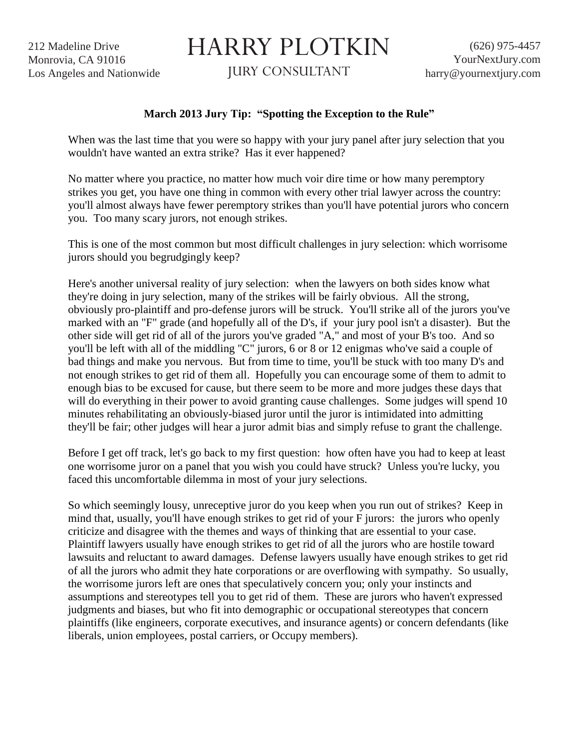212 Madeline Drive
Monrovia, CA 91016
Los Angeles and Nationwide

# HARRY PLOTKIN

JURY CONSULTANT

(626) 975-4457
YourNextJury.com
harry@yournextjury.com

**March 2013 Jury Tip: "Spotting the Exception to the Rule"**

When was the last time that you were so happy with your jury panel after jury selection that you wouldn't have wanted an extra strike? Has it ever happened?

No matter where you practice, no matter how much voir dire time or how many peremptory strikes you get, you have one thing in common with every other trial lawyer across the country: you'll almost always have fewer peremptory strikes than you'll have potential jurors who concern you. Too many scary jurors, not enough strikes.

This is one of the most common but most difficult challenges in jury selection: which worrisome jurors should you begrudgingly keep?

Here's another universal reality of jury selection: when the lawyers on both sides know what they're doing in jury selection, many of the strikes will be fairly obvious. All the strong, obviously pro-plaintiff and pro-defense jurors will be struck. You'll strike all of the jurors you've marked with an "F" grade (and hopefully all of the D's, if your jury pool isn't a disaster). But the other side will get rid of all of the jurors you've graded "A," and most of your B's too. And so you'll be left with all of the middling "C" jurors, 6 or 8 or 12 enigmas who've said a couple of bad things and make you nervous. But from time to time, you'll be stuck with too many D's and not enough strikes to get rid of them all. Hopefully you can encourage some of them to admit to enough bias to be excused for cause, but there seem to be more and more judges these days that will do everything in their power to avoid granting cause challenges. Some judges will spend 10 minutes rehabilitating an obviously-biased juror until the juror is intimidated into admitting they'll be fair; other judges will hear a juror admit bias and simply refuse to grant the challenge.

Before I get off track, let's go back to my first question: how often have you had to keep at least one worrisome juror on a panel that you wish you could have struck? Unless you're lucky, you faced this uncomfortable dilemma in most of your jury selections.

So which seemingly lousy, unreceptive juror do you keep when you run out of strikes? Keep in mind that, usually, you'll have enough strikes to get rid of your F jurors: the jurors who openly criticize and disagree with the themes and ways of thinking that are essential to your case. Plaintiff lawyers usually have enough strikes to get rid of all the jurors who are hostile toward lawsuits and reluctant to award damages. Defense lawyers usually have enough strikes to get rid of all the jurors who admit they hate corporations or are overflowing with sympathy. So usually, the worrisome jurors left are ones that speculatively concern you; only your instincts and assumptions and stereotypes tell you to get rid of them. These are jurors who haven't expressed judgments and biases, but who fit into demographic or occupational stereotypes that concern plaintiffs (like engineers, corporate executives, and insurance agents) or concern defendants (like liberals, union employees, postal carriers, or Occupy members).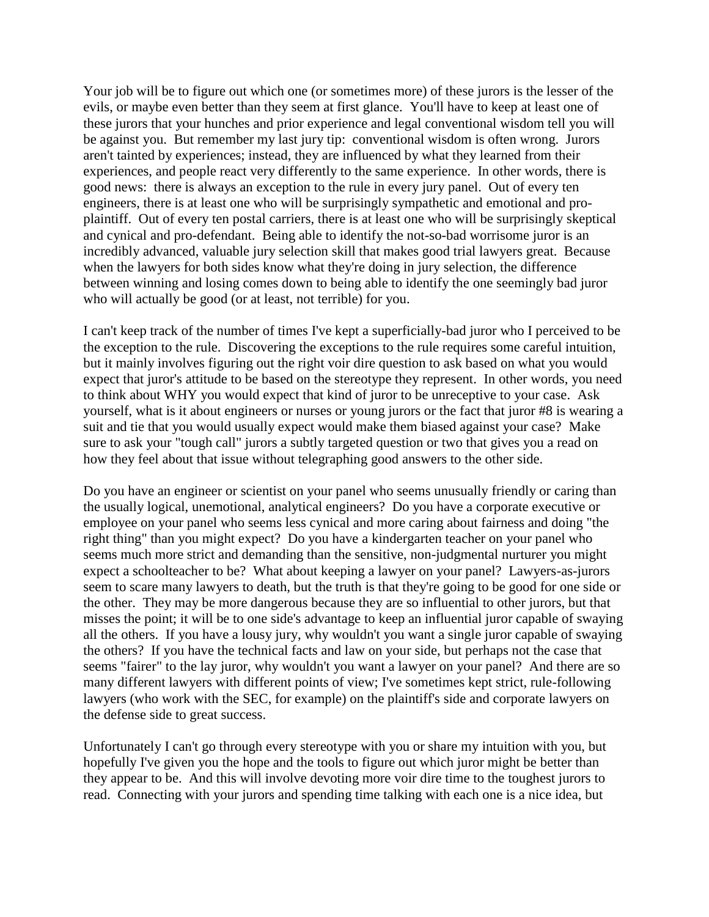Your job will be to figure out which one (or sometimes more) of these jurors is the lesser of the evils, or maybe even better than they seem at first glance. You'll have to keep at least one of these jurors that your hunches and prior experience and legal conventional wisdom tell you will be against you. But remember my last jury tip: conventional wisdom is often wrong. Jurors aren't tainted by experiences; instead, they are influenced by what they learned from their experiences, and people react very differently to the same experience. In other words, there is good news: there is always an exception to the rule in every jury panel. Out of every ten engineers, there is at least one who will be surprisingly sympathetic and emotional and pro-plaintiff. Out of every ten postal carriers, there is at least one who will be surprisingly skeptical and cynical and pro-defendant. Being able to identify the not-so-bad worrisome juror is an incredibly advanced, valuable jury selection skill that makes good trial lawyers great. Because when the lawyers for both sides know what they're doing in jury selection, the difference between winning and losing comes down to being able to identify the one seemingly bad juror who will actually be good (or at least, not terrible) for you.

I can't keep track of the number of times I've kept a superficially-bad juror who I perceived to be the exception to the rule. Discovering the exceptions to the rule requires some careful intuition, but it mainly involves figuring out the right voir dire question to ask based on what you would expect that juror's attitude to be based on the stereotype they represent. In other words, you need to think about WHY you would expect that kind of juror to be unreceptive to your case. Ask yourself, what is it about engineers or nurses or young jurors or the fact that juror #8 is wearing a suit and tie that you would usually expect would make them biased against your case? Make sure to ask your "tough call" jurors a subtly targeted question or two that gives you a read on how they feel about that issue without telegraphing good answers to the other side.

Do you have an engineer or scientist on your panel who seems unusually friendly or caring than the usually logical, unemotional, analytical engineers? Do you have a corporate executive or employee on your panel who seems less cynical and more caring about fairness and doing "the right thing" than you might expect? Do you have a kindergarten teacher on your panel who seems much more strict and demanding than the sensitive, non-judgmental nurturer you might expect a schoolteacher to be? What about keeping a lawyer on your panel? Lawyers-as-jurors seem to scare many lawyers to death, but the truth is that they're going to be good for one side or the other. They may be more dangerous because they are so influential to other jurors, but that misses the point; it will be to one side's advantage to keep an influential juror capable of swaying all the others. If you have a lousy jury, why wouldn't you want a single juror capable of swaying the others? If you have the technical facts and law on your side, but perhaps not the case that seems "fairer" to the lay juror, why wouldn't you want a lawyer on your panel? And there are so many different lawyers with different points of view; I've sometimes kept strict, rule-following lawyers (who work with the SEC, for example) on the plaintiff's side and corporate lawyers on the defense side to great success.

Unfortunately I can't go through every stereotype with you or share my intuition with you, but hopefully I've given you the hope and the tools to figure out which juror might be better than they appear to be. And this will involve devoting more voir dire time to the toughest jurors to read. Connecting with your jurors and spending time talking with each one is a nice idea, but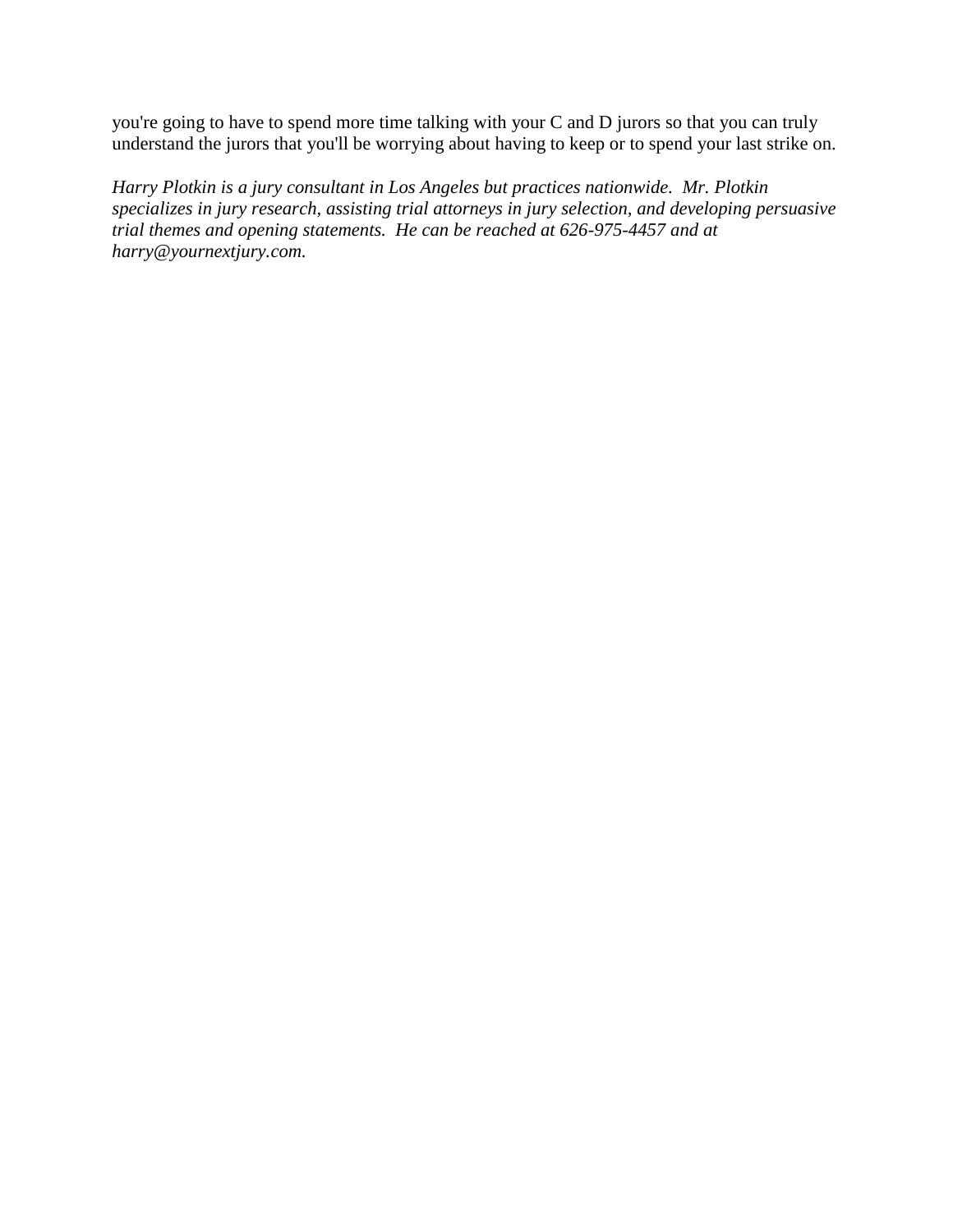you're going to have to spend more time talking with your C and D jurors so that you can truly understand the jurors that you'll be worrying about having to keep or to spend your last strike on.

*Harry Plotkin is a jury consultant in Los Angeles but practices nationwide. Mr. Plotkin specializes in jury research, assisting trial attorneys in jury selection, and developing persuasive trial themes and opening statements. He can be reached at 626-975-4457 and at harry@yournextjury.com.*